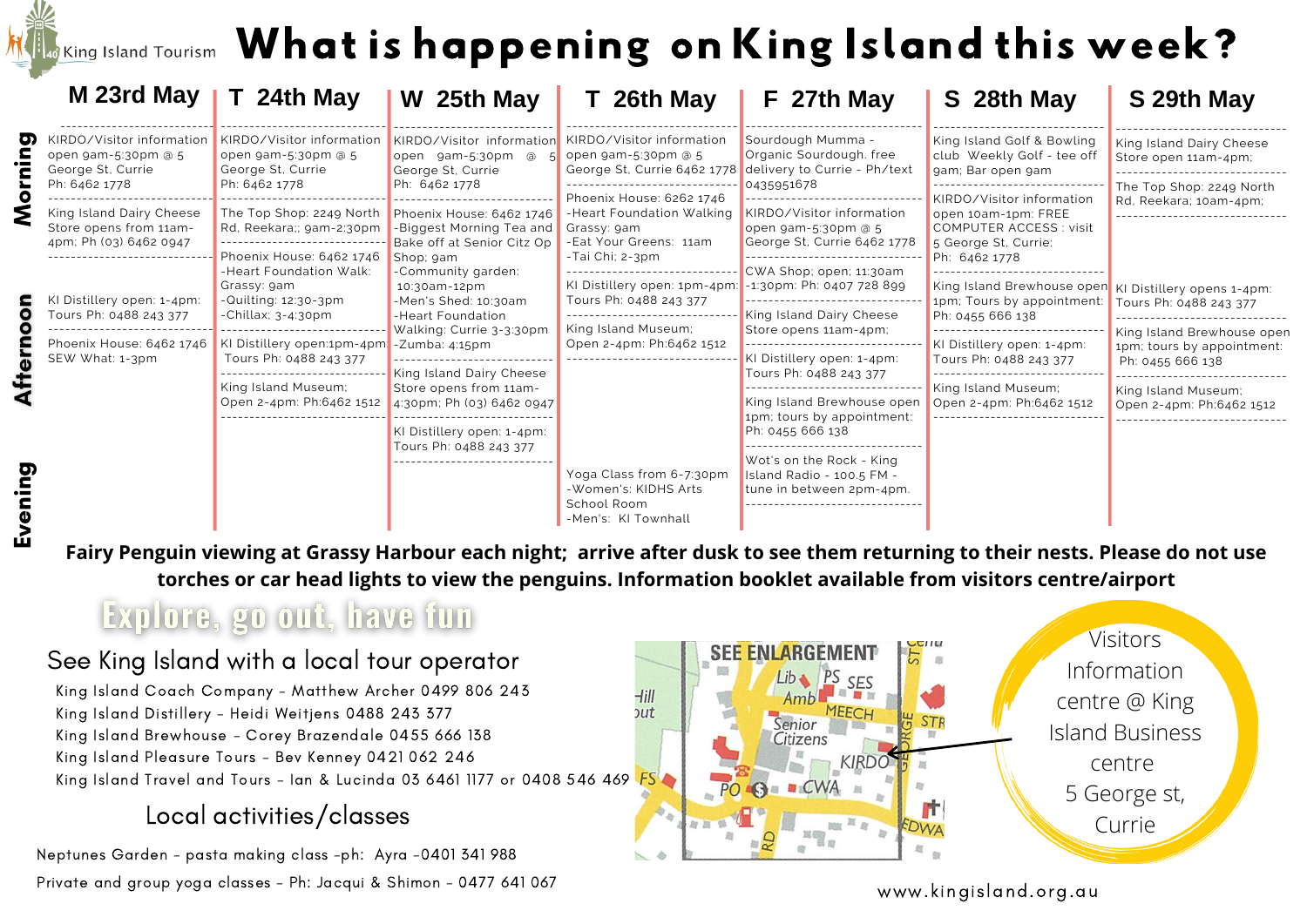King Island Tourism

# What is happening on King Island this week?

| | M 23rd May | T 24th May | W 25th May | T 26th May | F 27th May | S 28th May | S 29th May |
|---|---|---|---|---|---|---|---|
| **Morning** | KIRDO/Visitor information open 9am-5:30pm @ 5 George St, Currie Ph: 6462 1778<br>King Island Dairy Cheese Store opens from 11am-4pm; Ph (03) 6462 0947 | KIRDO/Visitor information open 9am-5:30pm @ 5 George St, Currie Ph: 6462 1778<br>The Top Shop: 2249 North Rd, Reekara;: 9am-2:30pm<br>Phoenix House: 6462 1746 -Heart Foundation Walk: Grassy: 9am | KIRDO/Visitor information open 9am-5:30pm @ 5 George St, Currie Ph: 6462 1778<br>Phoenix House: 6462 1746 -Biggest Morning Tea and Bake off at Senior Citz Op Shop; 9am -Community garden: 10:30am-12pm -Men's Shed: 10:30am | KIRDO/Visitor information open 9am-5:30pm @ 5 George St, Currie 6462 1778<br>Phoenix House: 6262 1746 -Heart Foundation Walking Grassy: 9am -Eat Your Greens: 11am -Tai Chi; 2-3pm | Sourdough Mumma - Organic Sourdough. free delivery to Currie - Ph/text 0435951678<br>KIRDO/Visitor information open 9am-5:30pm @ 5 George St, Currie 6462 1778<br>CWA Shop; open; 11:30am -1:30pm: Ph: 0407 728 899 | King Island Golf & Bowling club Weekly Golf - tee off 9am; Bar open 9am<br>KIRDO/Visitor information open 10am-1pm: FREE COMPUTER ACCESS : visit 5 George St, Currie: Ph: 6462 1778 | King Island Dairy Cheese Store open 11am-4pm;<br>The Top Shop: 2249 North Rd, Reekara; 10am-4pm; |
| **Afternoon** | KI Distillery open: 1-4pm: Tours Ph: 0488 243 377<br>Phoenix House: 6462 1746 SEW What: 1-3pm | -Quilting: 12:30-3pm -Chillax; 3-4:30pm<br>KI Distillery open:1pm-4pm Tours Ph: 0488 243 377<br>King Island Museum; Open 2-4pm: Ph:6462 1512 | -Heart Foundation Walking: Currie 3-3:30pm -Zumba: 4:15pm<br>King Island Dairy Cheese Store opens from 11am-4:30pm; Ph (03) 6462 0947<br>KI Distillery open: 1-4pm: Tours Ph: 0488 243 377 | KI Distillery open: 1pm-4pm: Tours Ph: 0488 243 377<br>King Island Museum; Open 2-4pm: Ph:6462 1512 | King Island Dairy Cheese Store opens 11am-4pm;<br>KI Distillery open: 1-4pm: Tours Ph: 0488 243 377<br>King Island Brewhouse open 1pm; tours by appointment: Ph: 0455 666 138 | King Island Brewhouse open 1pm; Tours by appointment: Ph: 0455 666 138<br>KI Distillery open: 1-4pm: Tours Ph: 0488 243 377<br>King Island Museum; Open 2-4pm: Ph:6462 1512 | KI Distillery opens 1-4pm: Tours Ph: 0488 243 377<br>King Island Brewhouse open 1pm; tours by appointment: Ph: 0455 666 138<br>King Island Museum; Open 2-4pm: Ph:6462 1512 |
| **Evening** | | | | Yoga Class from 6-7:30pm -Women's: KIDHS Arts School Room -Men's: KI Townhall | Wot's on the Rock - King Island Radio - 100.5 FM - tune in between 2pm-4pm. | | |

**Fairy Penguin viewing at Grassy Harbour each night; arrive after dusk to see them returning to their nests. Please do not use torches or car head lights to view the penguins. Information booklet available from visitors centre/airport**

## Explore, go out, have fun

### See King Island with a local tour operator

King Island Coach Company - Matthew Archer 0499 806 243
King Island Distillery - Heidi Weitjens 0488 243 377
King Island Brewhouse - Corey Brazendale 0455 666 138
King Island Pleasure Tours - Bev Kenney 0421 062 246
King Island Travel and Tours - Ian & Lucinda 03 6461 1177 or 0408 546 469

### Local activities/classes

Neptunes Garden - pasta making class -ph: Ayra -0401 341 988
Private and group yoga classes - Ph: Jacqui & Shimon - 0477 641 067

SEE ENLARGEMENT — Lib, PS, SES, Amb, MEECH, Senior Citizens, KIRDO, PO, CWA, GEORGE, STR, EDWA, RD, FS, Hill

Visitors Information centre @ King Island Business centre
5 George st, Currie

www.kingisland.org.au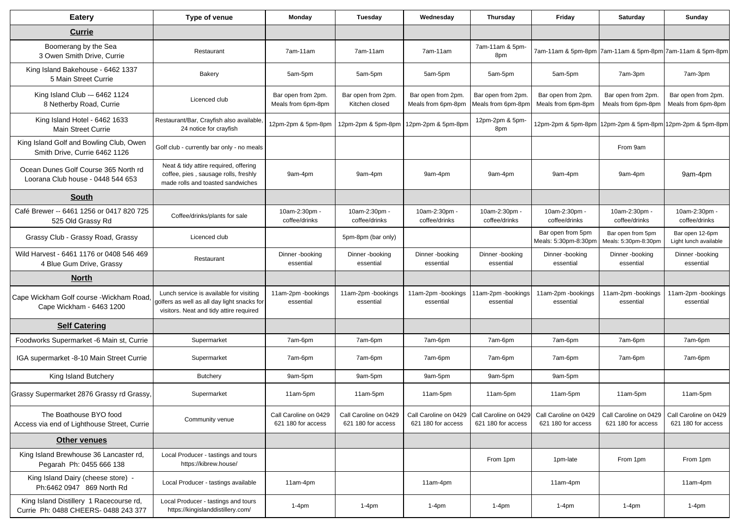| Eatery | Type of venue | Monday | Tuesday | Wednesday | Thursday | Friday | Saturday | Sunday |
|---|---|---|---|---|---|---|---|---|
| **Currie** | | | | | | | | |
| Boomerang by the Sea 3 Owen Smith Drive, Currie | Restaurant | 7am-11am | 7am-11am | 7am-11am | 7am-11am & 5pm-8pm | 7am-11am & 5pm-8pm | 7am-11am & 5pm-8pm | 7am-11am & 5pm-8pm |
| King Island Bakehouse - 6462 1337 5 Main Street Currie | Bakery | 5am-5pm | 5am-5pm | 5am-5pm | 5am-5pm | 5am-5pm | 7am-3pm | 7am-3pm |
| King Island Club -- 6462 1124 8 Netherby Road, Currie | Licenced club | Bar open from 2pm. Meals from 6pm-8pm | Bar open from 2pm. Kitchen closed | Bar open from 2pm. Meals from 6pm-8pm | Bar open from 2pm. Meals from 6pm-8pm | Bar open from 2pm. Meals from 6pm-8pm | Bar open from 2pm. Meals from 6pm-8pm | Bar open from 2pm. Meals from 6pm-8pm |
| King Island Hotel - 6462 1633 Main Street Currie | Restaurant/Bar, Crayfish also available, 24 notice for crayfish | 12pm-2pm & 5pm-8pm | 12pm-2pm & 5pm-8pm | 12pm-2pm & 5pm-8pm | 12pm-2pm & 5pm-8pm | 12pm-2pm & 5pm-8pm | 12pm-2pm & 5pm-8pm | 12pm-2pm & 5pm-8pm |
| King Island Golf and Bowling Club, Owen Smith Drive, Currie 6462 1126 | Golf club - currently bar only - no meals | | | | | | From 9am | |
| Ocean Dunes Golf Course 365 North rd Loorana Club house - 0448 544 653 | Neat & tidy attire required, offering coffee, pies , sausage rolls, freshly made rolls and toasted sandwiches | 9am-4pm | 9am-4pm | 9am-4pm | 9am-4pm | 9am-4pm | 9am-4pm | 9am-4pm |
| **South** | | | | | | | | |
| Café Brewer -- 6461 1256 or 0417 820 725 525 Old Grassy Rd | Coffee/drinks/plants for sale | 10am-2:30pm - coffee/drinks | 10am-2:30pm - coffee/drinks | 10am-2:30pm - coffee/drinks | 10am-2:30pm - coffee/drinks | 10am-2:30pm - coffee/drinks | 10am-2:30pm - coffee/drinks | 10am-2:30pm - coffee/drinks |
| Grassy Club - Grassy Road, Grassy | Licenced club | | 5pm-8pm (bar only) | | | Bar open from 5pm Meals: 5:30pm-8:30pm | Bar open from 5pm Meals: 5:30pm-8:30pm | Bar open 12-6pm Light lunch available |
| Wild Harvest - 6461 1176 or 0408 546 469 4 Blue Gum Drive, Grassy | Restaurant | Dinner -booking essential | Dinner -booking essential | Dinner -booking essential | Dinner -booking essential | Dinner -booking essential | Dinner -booking essential | Dinner -booking essential |
| **North** | | | | | | | | |
| Cape Wickham Golf course -Wickham Road, Cape Wickham - 6463 1200 | Lunch service is available for visiting golfers as well as all day light snacks for visitors. Neat and tidy attire required | 11am-2pm -bookings essential | 11am-2pm -bookings essential | 11am-2pm -bookings essential | 11am-2pm -bookings essential | 11am-2pm -bookings essential | 11am-2pm -bookings essential | 11am-2pm -bookings essential |
| **Self Catering** | | | | | | | | |
| Foodworks Supermarket -6 Main st, Currie | Supermarket | 7am-6pm | 7am-6pm | 7am-6pm | 7am-6pm | 7am-6pm | 7am-6pm | 7am-6pm |
| IGA supermarket -8-10 Main Street Currie | Supermarket | 7am-6pm | 7am-6pm | 7am-6pm | 7am-6pm | 7am-6pm | 7am-6pm | 7am-6pm |
| King Island Butchery | Butchery | 9am-5pm | 9am-5pm | 9am-5pm | 9am-5pm | 9am-5pm | | |
| Grassy Supermarket 2876 Grassy rd Grassy, | Supermarket | 11am-5pm | 11am-5pm | 11am-5pm | 11am-5pm | 11am-5pm | 11am-5pm | 11am-5pm |
| The Boathouse BYO food Access via end of Lighthouse Street, Currie | Community venue | Call Caroline on 0429 621 180 for access | Call Caroline on 0429 621 180 for access | Call Caroline on 0429 621 180 for access | Call Caroline on 0429 621 180 for access | Call Caroline on 0429 621 180 for access | Call Caroline on 0429 621 180 for access | Call Caroline on 0429 621 180 for access |
| **Other venues** | | | | | | | | |
| King Island Brewhouse 36 Lancaster rd, Pegarah Ph: 0455 666 138 | Local Producer - tastings and tours https://kibrew.house/ | | | | From 1pm | 1pm-late | From 1pm | From 1pm |
| King Island Dairy (cheese store) - Ph:6462 0947 869 North Rd | Local Producer - tastings available | 11am-4pm | | 11am-4pm | | 11am-4pm | | 11am-4pm |
| King Island Distillery 1 Racecourse rd, Currie Ph: 0488 CHEERS- 0488 243 377 | Local Producer - tastings and tours https://kingislanddistillery.com/ | 1-4pm | 1-4pm | 1-4pm | 1-4pm | 1-4pm | 1-4pm | 1-4pm |